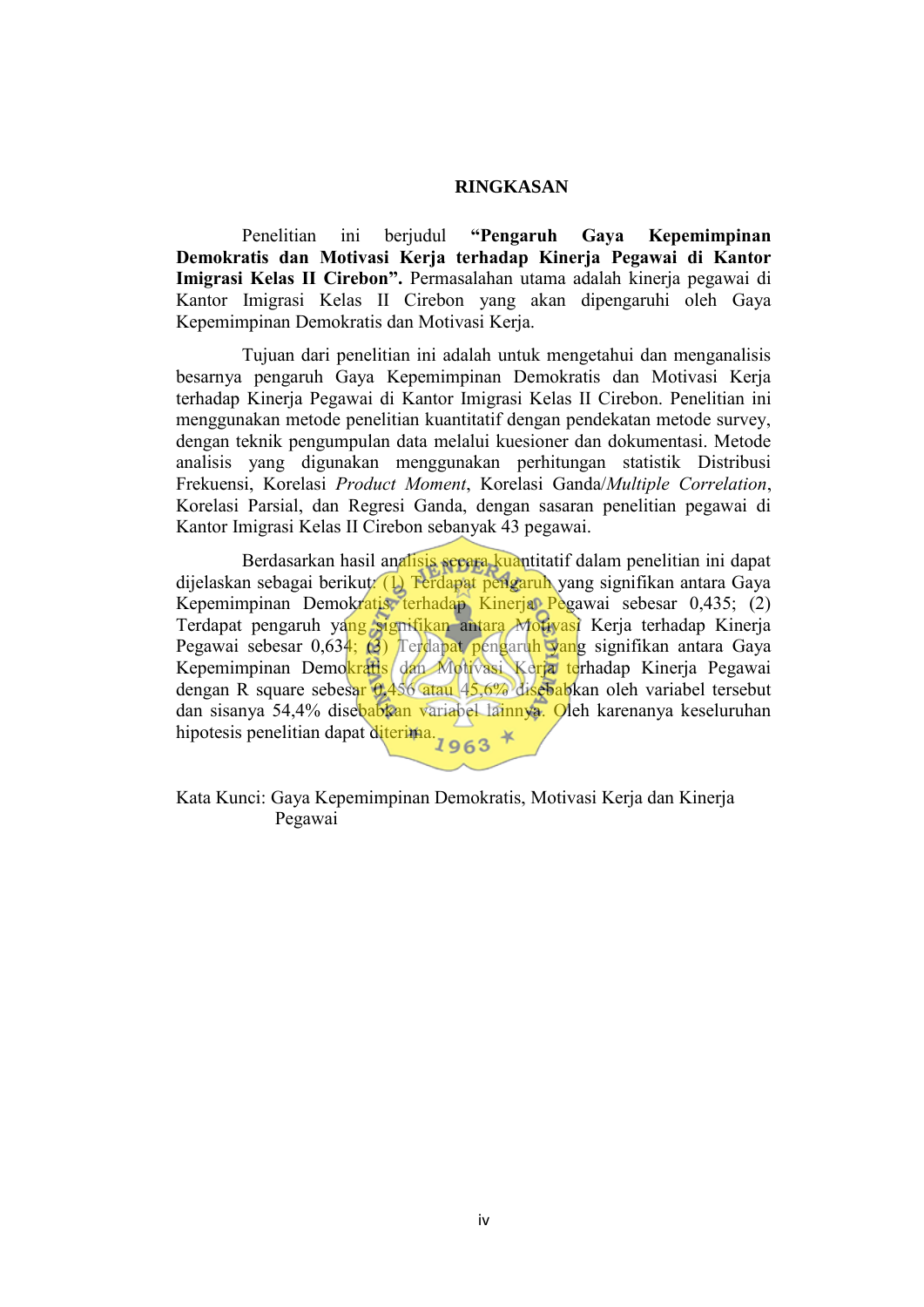# RINGKASAN

Penelitian ini berjudul **"Pengaruh Gaya Kepemimpinan Demokratis dan Motivasi Kerja terhadap Kinerja Pegawai di Kantor Imigrasi Kelas II Cirebon".** Permasalahan utama adalah kinerja pegawai di Kantor Imigrasi Kelas II Cirebon yang akan dipengaruhi oleh Gaya Kepemimpinan Demokratis dan Motivasi Kerja.

Tujuan dari penelitian ini adalah untuk mengetahui dan menganalisis besarnya pengaruh Gaya Kepemimpinan Demokratis dan Motivasi Kerja terhadap Kinerja Pegawai di Kantor Imigrasi Kelas II Cirebon. Penelitian ini menggunakan metode penelitian kuantitatif dengan pendekatan metode survey, dengan teknik pengumpulan data melalui kuesioner dan dokumentasi. Metode analisis yang digunakan menggunakan perhitungan statistik Distribusi Frekuensi, Korelasi *Product Moment*, Korelasi Ganda/*Multiple Correlation*, Korelasi Parsial, dan Regresi Ganda, dengan sasaran penelitian pegawai di Kantor Imigrasi Kelas II Cirebon sebanyak 43 pegawai.

Berdasarkan hasil analisis secara kuantitatif dalam penelitian ini dapat dijelaskan sebagai berikut: (1) Terdapat pengaruh yang signifikan antara Gaya Kepemimpinan Demokratis terhadap Kinerja Pegawai sebesar 0,435; (2) Terdapat pengaruh yang signifikan antara Motivasi Kerja terhadap Kinerja Pegawai sebesar 0,634; (3) Terdapat pengaruh yang signifikan antara Gaya Kepemimpinan Demokratis dan Motivasi Kerja terhadap Kinerja Pegawai dengan R square sebesar 0,456 atau 45,6% disebabkan oleh variabel tersebut dan sisanya 54,4% disebabkan variabel lainnya. Oleh karenanya keseluruhan hipotesis penelitian dapat diterima.

Kata Kunci: Gaya Kepemimpinan Demokratis, Motivasi Kerja dan Kinerja Pegawai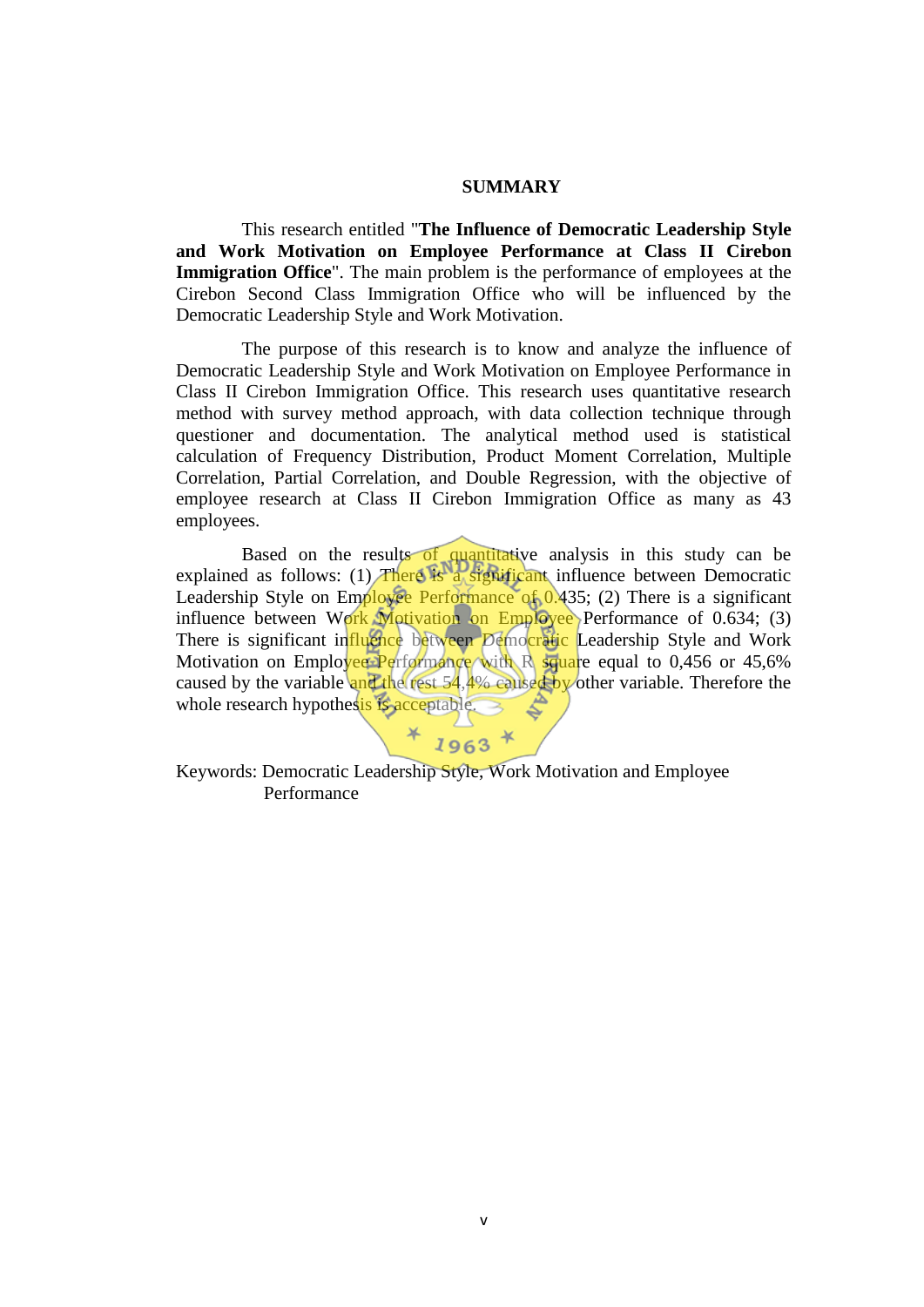## SUMMARY

This research entitled "**The Influence of Democratic Leadership Style and Work Motivation on Employee Performance at Class II Cirebon Immigration Office**". The main problem is the performance of employees at the Cirebon Second Class Immigration Office who will be influenced by the Democratic Leadership Style and Work Motivation.

The purpose of this research is to know and analyze the influence of Democratic Leadership Style and Work Motivation on Employee Performance in Class II Cirebon Immigration Office. This research uses quantitative research method with survey method approach, with data collection technique through questioner and documentation. The analytical method used is statistical calculation of Frequency Distribution, Product Moment Correlation, Multiple Correlation, Partial Correlation, and Double Regression, with the objective of employee research at Class II Cirebon Immigration Office as many as 43 employees.

Based on the results of quantitative analysis in this study can be explained as follows: (1) There is a significant influence between Democratic Leadership Style on Employee Performance of 0.435; (2) There is a significant influence between Work Motivation on Employee Performance of 0.634; (3) There is significant influence between Democratic Leadership Style and Work Motivation on Employee Performance with R square equal to 0,456 or 45,6% caused by the variable and the rest 54,4% caused by other variable. Therefore the whole research hypothesis is acceptable.

Keywords: Democratic Leadership Style, Work Motivation and Employee Performance